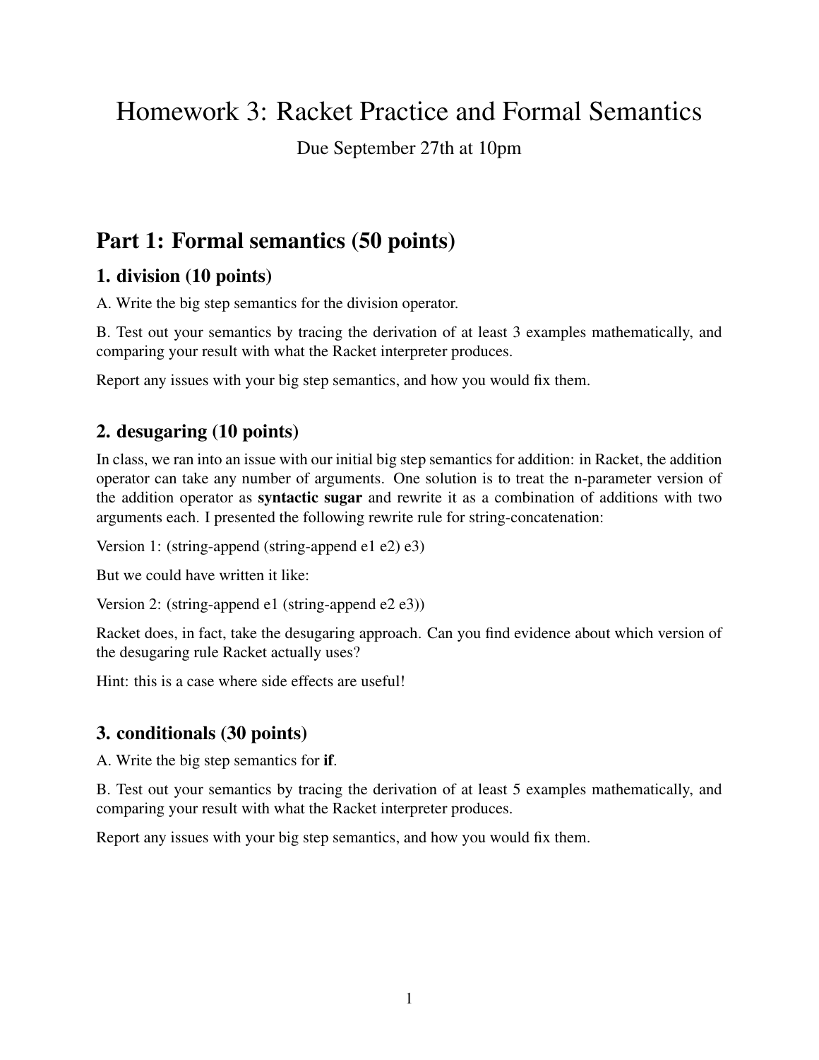# Homework 3: Racket Practice and Formal Semantics

Due September 27th at 10pm

## Part 1: Formal semantics (50 points)

### 1. division (10 points)

A. Write the big step semantics for the division operator.

B. Test out your semantics by tracing the derivation of at least 3 examples mathematically, and comparing your result with what the Racket interpreter produces.

Report any issues with your big step semantics, and how you would fix them.

### 2. desugaring (10 points)

In class, we ran into an issue with our initial big step semantics for addition: in Racket, the addition operator can take any number of arguments. One solution is to treat the n-parameter version of the addition operator as **syntactic sugar** and rewrite it as a combination of additions with two arguments each. I presented the following rewrite rule for string-concatenation:

Version 1: (string-append (string-append e1 e2) e3)

But we could have written it like:

Version 2: (string-append e1 (string-append e2 e3))

Racket does, in fact, take the desugaring approach. Can you find evidence about which version of the desugaring rule Racket actually uses?

Hint: this is a case where side effects are useful!

### 3. conditionals (30 points)

A. Write the big step semantics for **if**.

B. Test out your semantics by tracing the derivation of at least 5 examples mathematically, and comparing your result with what the Racket interpreter produces.

Report any issues with your big step semantics, and how you would fix them.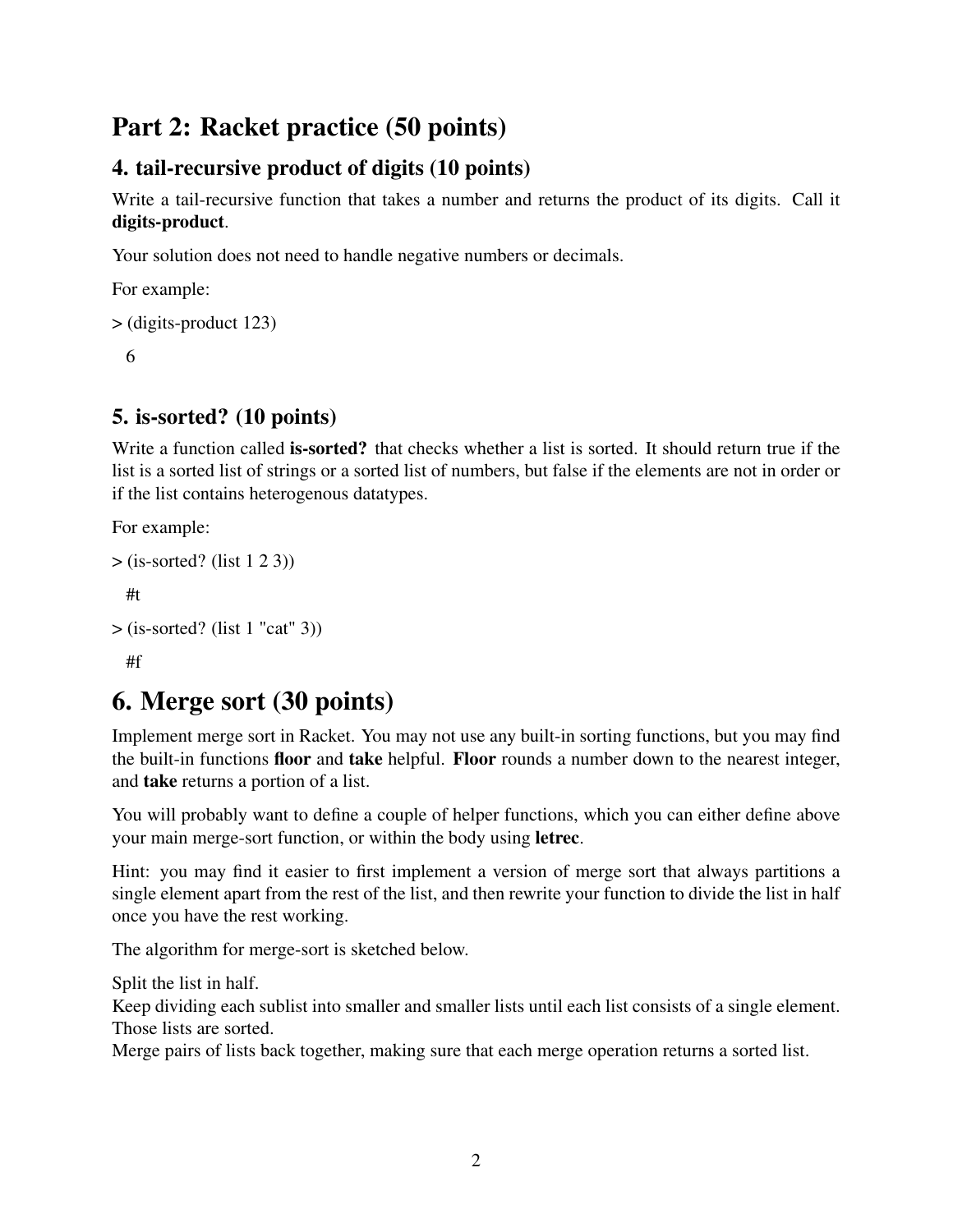# Part 2: Racket practice (50 points)

## 4. tail-recursive product of digits (10 points)

Write a tail-recursive function that takes a number and returns the product of its digits. Call it **digits-product**.

Your solution does not need to handle negative numbers or decimals.

For example:

```
> (digits-product 123)
  6
```

## 5. is-sorted? (10 points)

Write a function called **is-sorted?** that checks whether a list is sorted. It should return true if the list is a sorted list of strings or a sorted list of numbers, but false if the elements are not in order or if the list contains heterogenous datatypes.

For example:

```
> (is-sorted? (list 1 2 3))
  #t
> (is-sorted? (list 1 "cat" 3))
  #f
```

# 6. Merge sort (30 points)

Implement merge sort in Racket. You may not use any built-in sorting functions, but you may find the built-in functions **floor** and **take** helpful. **Floor** rounds a number down to the nearest integer, and **take** returns a portion of a list.

You will probably want to define a couple of helper functions, which you can either define above your main merge-sort function, or within the body using **letrec**.

Hint: you may find it easier to first implement a version of merge sort that always partitions a single element apart from the rest of the list, and then rewrite your function to divide the list in half once you have the rest working.

The algorithm for merge-sort is sketched below.

Split the list in half.
Keep dividing each sublist into smaller and smaller lists until each list consists of a single element. Those lists are sorted.
Merge pairs of lists back together, making sure that each merge operation returns a sorted list.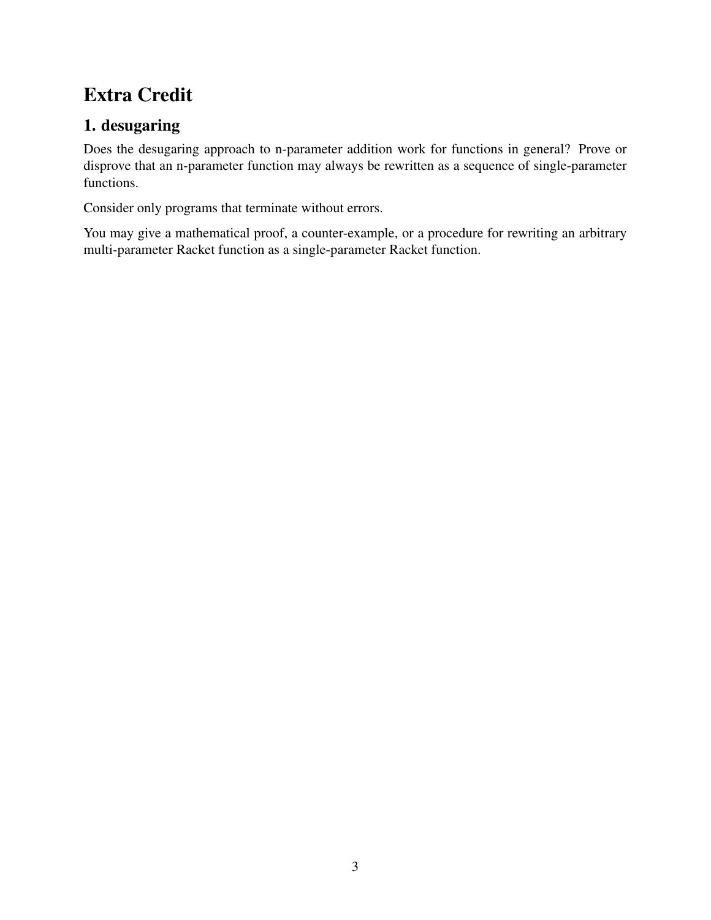# Extra Credit

## 1. desugaring

Does the desugaring approach to n-parameter addition work for functions in general? Prove or disprove that an n-parameter function may always be rewritten as a sequence of single-parameter functions.

Consider only programs that terminate without errors.

You may give a mathematical proof, a counter-example, or a procedure for rewriting an arbitrary multi-parameter Racket function as a single-parameter Racket function.